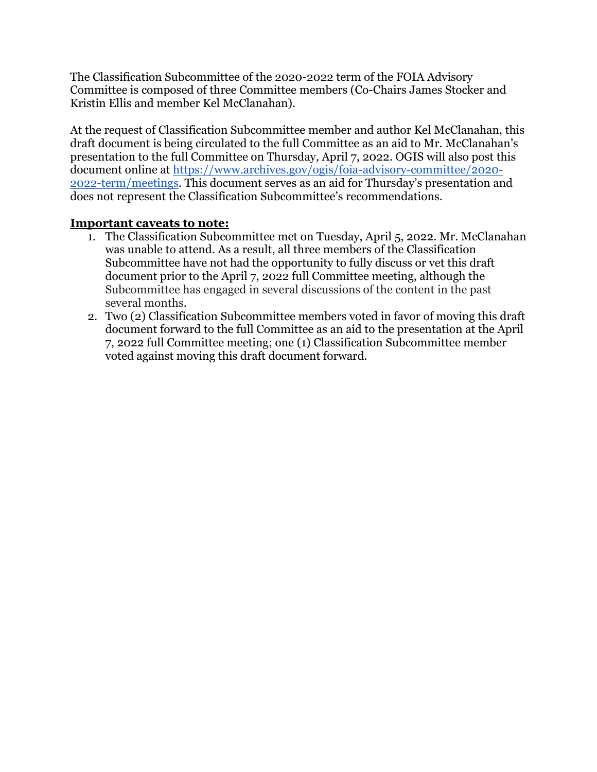The Classification Subcommittee of the 2020-2022 term of the FOIA Advisory Committee is composed of three Committee members (Co-Chairs James Stocker and Kristin Ellis and member Kel McClanahan).

At the request of Classification Subcommittee member and author Kel McClanahan, this draft document is being circulated to the full Committee as an aid to Mr. McClanahan's presentation to the full Committee on Thursday, April 7, 2022. OGIS will also post this document online at [https://www.archives.gov/ogis/foia-advisory-committee/2020-2022-term/meetings](https://www.archives.gov/ogis/foia-advisory-committee/2020-2022-term/meetings). This document serves as an aid for Thursday's presentation and does not represent the Classification Subcommittee's recommendations.

**<u>Important caveats to note:</u>**

1. The Classification Subcommittee met on Tuesday, April 5, 2022. Mr. McClanahan was unable to attend. As a result, all three members of the Classification Subcommittee have not had the opportunity to fully discuss or vet this draft document prior to the April 7, 2022 full Committee meeting, although the Subcommittee has engaged in several discussions of the content in the past several months.
2. Two (2) Classification Subcommittee members voted in favor of moving this draft document forward to the full Committee as an aid to the presentation at the April 7, 2022 full Committee meeting; one (1) Classification Subcommittee member voted against moving this draft document forward.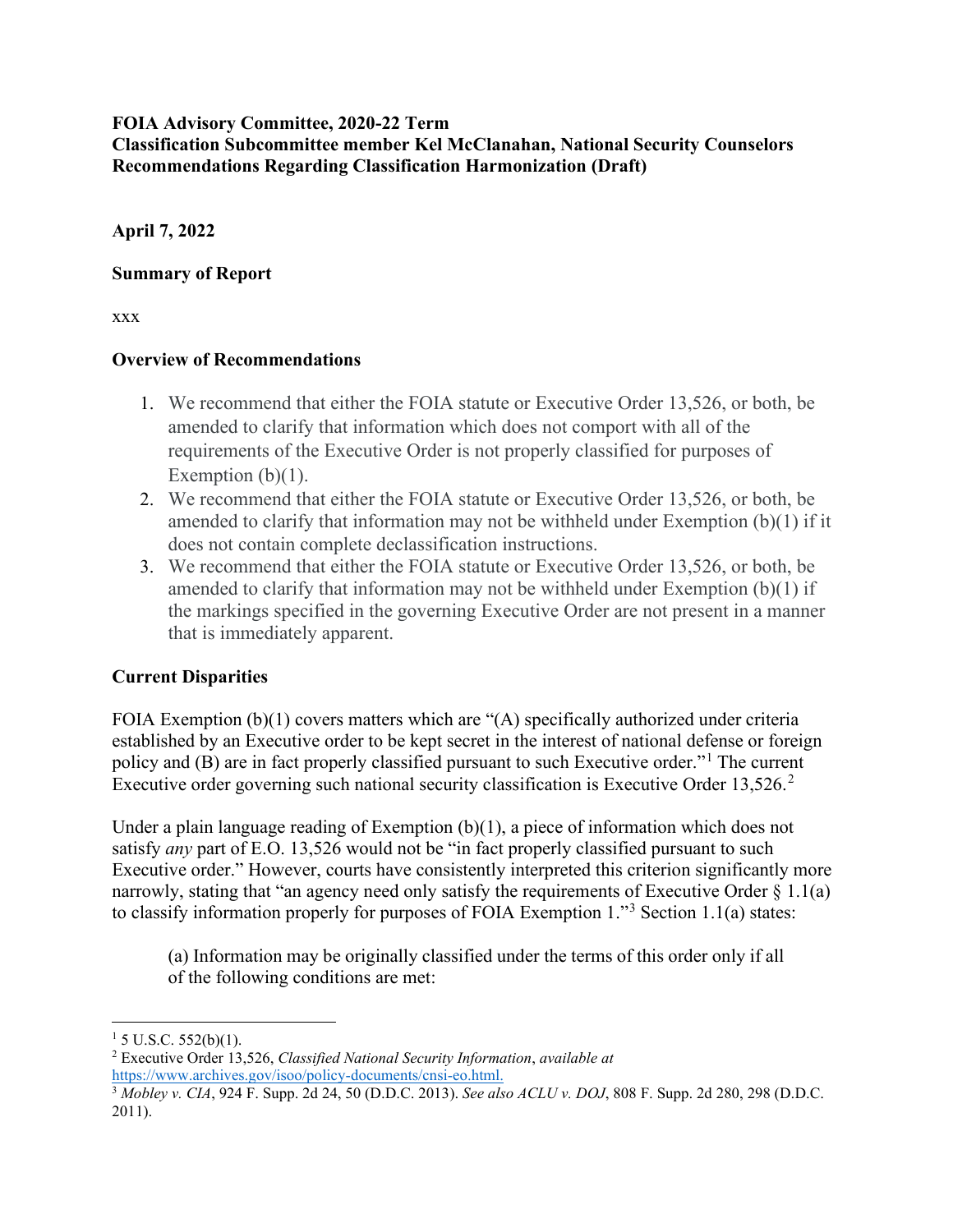**FOIA Advisory Committee, 2020-22 Term**
**Classification Subcommittee member Kel McClanahan, National Security Counselors**
**Recommendations Regarding Classification Harmonization (Draft)**

**April 7, 2022**

**Summary of Report**

xxx

**Overview of Recommendations**

1. We recommend that either the FOIA statute or Executive Order 13,526, or both, be amended to clarify that information which does not comport with all of the requirements of the Executive Order is not properly classified for purposes of Exemption (b)(1).
2. We recommend that either the FOIA statute or Executive Order 13,526, or both, be amended to clarify that information may not be withheld under Exemption (b)(1) if it does not contain complete declassification instructions.
3. We recommend that either the FOIA statute or Executive Order 13,526, or both, be amended to clarify that information may not be withheld under Exemption (b)(1) if the markings specified in the governing Executive Order are not present in a manner that is immediately apparent.

**Current Disparities**

FOIA Exemption (b)(1) covers matters which are "(A) specifically authorized under criteria established by an Executive order to be kept secret in the interest of national defense or foreign policy and (B) are in fact properly classified pursuant to such Executive order."[1] The current Executive order governing such national security classification is Executive Order 13,526.[2]

Under a plain language reading of Exemption (b)(1), a piece of information which does not satisfy *any* part of E.O. 13,526 would not be "in fact properly classified pursuant to such Executive order." However, courts have consistently interpreted this criterion significantly more narrowly, stating that "an agency need only satisfy the requirements of Executive Order § 1.1(a) to classify information properly for purposes of FOIA Exemption 1."[3] Section 1.1(a) states:

> (a) Information may be originally classified under the terms of this order only if all of the following conditions are met:

---

[1] 5 U.S.C. 552(b)(1).

[2] Executive Order 13,526, *Classified National Security Information*, *available at* https://www.archives.gov/isoo/policy-documents/cnsi-eo.html.

[3] *Mobley v. CIA*, 924 F. Supp. 2d 24, 50 (D.D.C. 2013). *See also ACLU v. DOJ*, 808 F. Supp. 2d 280, 298 (D.D.C. 2011).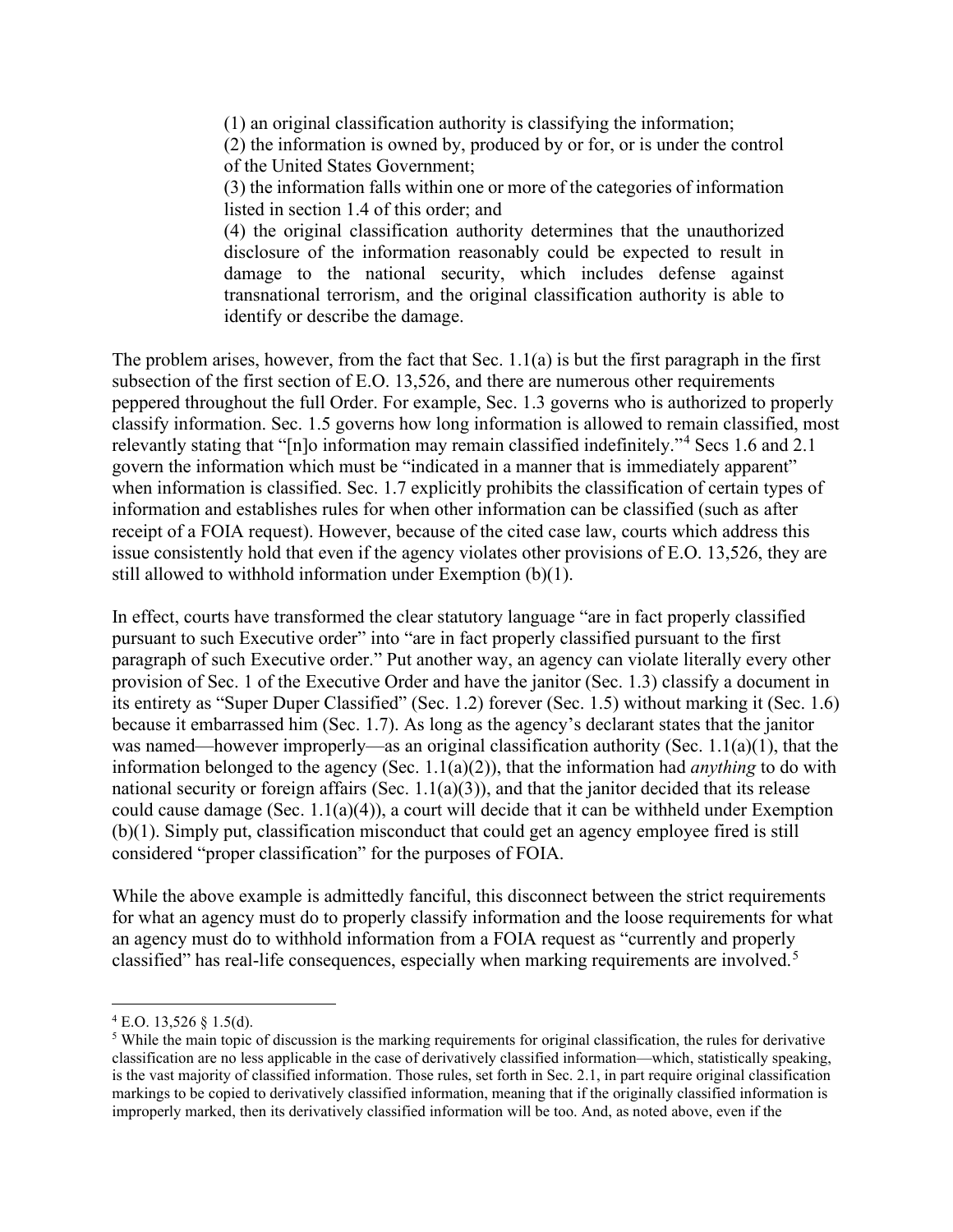> (1) an original classification authority is classifying the information;
> (2) the information is owned by, produced by or for, or is under the control of the United States Government;
> (3) the information falls within one or more of the categories of information listed in section 1.4 of this order; and
> (4) the original classification authority determines that the unauthorized disclosure of the information reasonably could be expected to result in damage to the national security, which includes defense against transnational terrorism, and the original classification authority is able to identify or describe the damage.

The problem arises, however, from the fact that Sec. 1.1(a) is but the first paragraph in the first subsection of the first section of E.O. 13,526, and there are numerous other requirements peppered throughout the full Order. For example, Sec. 1.3 governs who is authorized to properly classify information. Sec. 1.5 governs how long information is allowed to remain classified, most relevantly stating that "[n]o information may remain classified indefinitely."[4] Secs 1.6 and 2.1 govern the information which must be "indicated in a manner that is immediately apparent" when information is classified. Sec. 1.7 explicitly prohibits the classification of certain types of information and establishes rules for when other information can be classified (such as after receipt of a FOIA request). However, because of the cited case law, courts which address this issue consistently hold that even if the agency violates other provisions of E.O. 13,526, they are still allowed to withhold information under Exemption (b)(1).

In effect, courts have transformed the clear statutory language "are in fact properly classified pursuant to such Executive order" into "are in fact properly classified pursuant to the first paragraph of such Executive order." Put another way, an agency can violate literally every other provision of Sec. 1 of the Executive Order and have the janitor (Sec. 1.3) classify a document in its entirety as "Super Duper Classified" (Sec. 1.2) forever (Sec. 1.5) without marking it (Sec. 1.6) because it embarrassed him (Sec. 1.7). As long as the agency's declarant states that the janitor was named—however improperly—as an original classification authority (Sec. 1.1(a)(1), that the information belonged to the agency (Sec. 1.1(a)(2)), that the information had *anything* to do with national security or foreign affairs (Sec. 1.1(a)(3)), and that the janitor decided that its release could cause damage (Sec. 1.1(a)(4)), a court will decide that it can be withheld under Exemption (b)(1). Simply put, classification misconduct that could get an agency employee fired is still considered "proper classification" for the purposes of FOIA.

While the above example is admittedly fanciful, this disconnect between the strict requirements for what an agency must do to properly classify information and the loose requirements for what an agency must do to withhold information from a FOIA request as "currently and properly classified" has real-life consequences, especially when marking requirements are involved.[5]

---

[4] E.O. 13,526 § 1.5(d).

[5] While the main topic of discussion is the marking requirements for original classification, the rules for derivative classification are no less applicable in the case of derivatively classified information—which, statistically speaking, is the vast majority of classified information. Those rules, set forth in Sec. 2.1, in part require original classification markings to be copied to derivatively classified information, meaning that if the originally classified information is improperly marked, then its derivatively classified information will be too. And, as noted above, even if the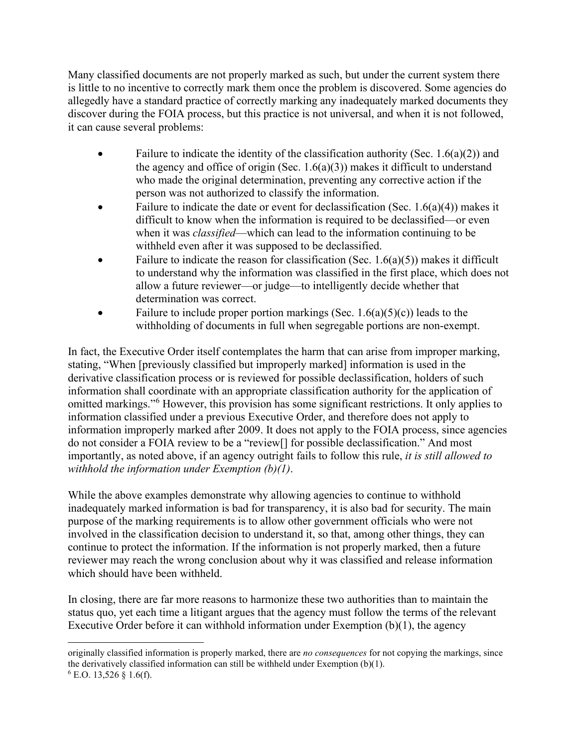Many classified documents are not properly marked as such, but under the current system there is little to no incentive to correctly mark them once the problem is discovered. Some agencies do allegedly have a standard practice of correctly marking any inadequately marked documents they discover during the FOIA process, but this practice is not universal, and when it is not followed, it can cause several problems:

- Failure to indicate the identity of the classification authority (Sec. 1.6(a)(2)) and the agency and office of origin (Sec. 1.6(a)(3)) makes it difficult to understand who made the original determination, preventing any corrective action if the person was not authorized to classify the information.
- Failure to indicate the date or event for declassification (Sec. 1.6(a)(4)) makes it difficult to know when the information is required to be declassified—or even when it was *classified*—which can lead to the information continuing to be withheld even after it was supposed to be declassified.
- Failure to indicate the reason for classification (Sec. 1.6(a)(5)) makes it difficult to understand why the information was classified in the first place, which does not allow a future reviewer—or judge—to intelligently decide whether that determination was correct.
- Failure to include proper portion markings (Sec. 1.6(a)(5)(c)) leads to the withholding of documents in full when segregable portions are non-exempt.

In fact, the Executive Order itself contemplates the harm that can arise from improper marking, stating, "When [previously classified but improperly marked] information is used in the derivative classification process or is reviewed for possible declassification, holders of such information shall coordinate with an appropriate classification authority for the application of omitted markings."[6] However, this provision has some significant restrictions. It only applies to information classified under a previous Executive Order, and therefore does not apply to information improperly marked after 2009. It does not apply to the FOIA process, since agencies do not consider a FOIA review to be a "review[] for possible declassification." And most importantly, as noted above, if an agency outright fails to follow this rule, *it is still allowed to withhold the information under Exemption (b)(1)*.

While the above examples demonstrate why allowing agencies to continue to withhold inadequately marked information is bad for transparency, it is also bad for security. The main purpose of the marking requirements is to allow other government officials who were not involved in the classification decision to understand it, so that, among other things, they can continue to protect the information. If the information is not properly marked, then a future reviewer may reach the wrong conclusion about why it was classified and release information which should have been withheld.

In closing, there are far more reasons to harmonize these two authorities than to maintain the status quo, yet each time a litigant argues that the agency must follow the terms of the relevant Executive Order before it can withhold information under Exemption (b)(1), the agency

---

originally classified information is properly marked, there are *no consequences* for not copying the markings, since the derivatively classified information can still be withheld under Exemption (b)(1).

[6] E.O. 13,526 § 1.6(f).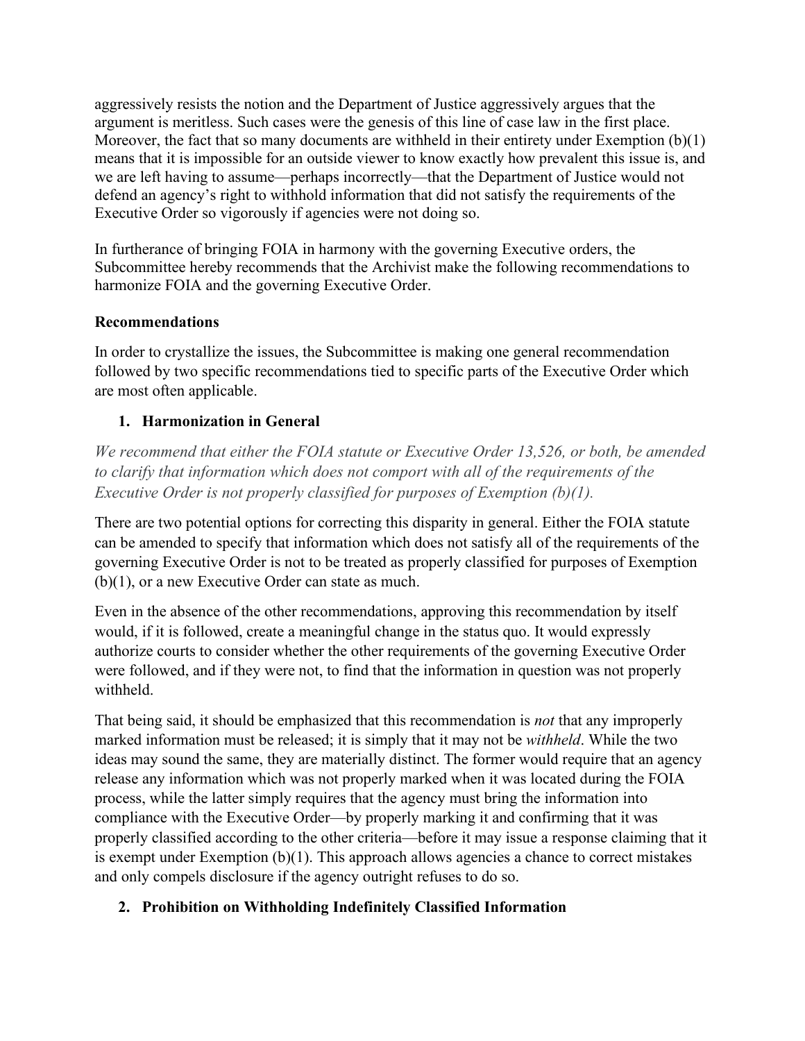aggressively resists the notion and the Department of Justice aggressively argues that the argument is meritless. Such cases were the genesis of this line of case law in the first place. Moreover, the fact that so many documents are withheld in their entirety under Exemption (b)(1) means that it is impossible for an outside viewer to know exactly how prevalent this issue is, and we are left having to assume—perhaps incorrectly—that the Department of Justice would not defend an agency's right to withhold information that did not satisfy the requirements of the Executive Order so vigorously if agencies were not doing so.

In furtherance of bringing FOIA in harmony with the governing Executive orders, the Subcommittee hereby recommends that the Archivist make the following recommendations to harmonize FOIA and the governing Executive Order.

**Recommendations**

In order to crystallize the issues, the Subcommittee is making one general recommendation followed by two specific recommendations tied to specific parts of the Executive Order which are most often applicable.

1. **Harmonization in General**

*We recommend that either the FOIA statute or Executive Order 13,526, or both, be amended to clarify that information which does not comport with all of the requirements of the Executive Order is not properly classified for purposes of Exemption (b)(1).*

There are two potential options for correcting this disparity in general. Either the FOIA statute can be amended to specify that information which does not satisfy all of the requirements of the governing Executive Order is not to be treated as properly classified for purposes of Exemption (b)(1), or a new Executive Order can state as much.

Even in the absence of the other recommendations, approving this recommendation by itself would, if it is followed, create a meaningful change in the status quo. It would expressly authorize courts to consider whether the other requirements of the governing Executive Order were followed, and if they were not, to find that the information in question was not properly withheld.

That being said, it should be emphasized that this recommendation is *not* that any improperly marked information must be released; it is simply that it may not be *withheld*. While the two ideas may sound the same, they are materially distinct. The former would require that an agency release any information which was not properly marked when it was located during the FOIA process, while the latter simply requires that the agency must bring the information into compliance with the Executive Order—by properly marking it and confirming that it was properly classified according to the other criteria—before it may issue a response claiming that it is exempt under Exemption (b)(1). This approach allows agencies a chance to correct mistakes and only compels disclosure if the agency outright refuses to do so.

2. **Prohibition on Withholding Indefinitely Classified Information**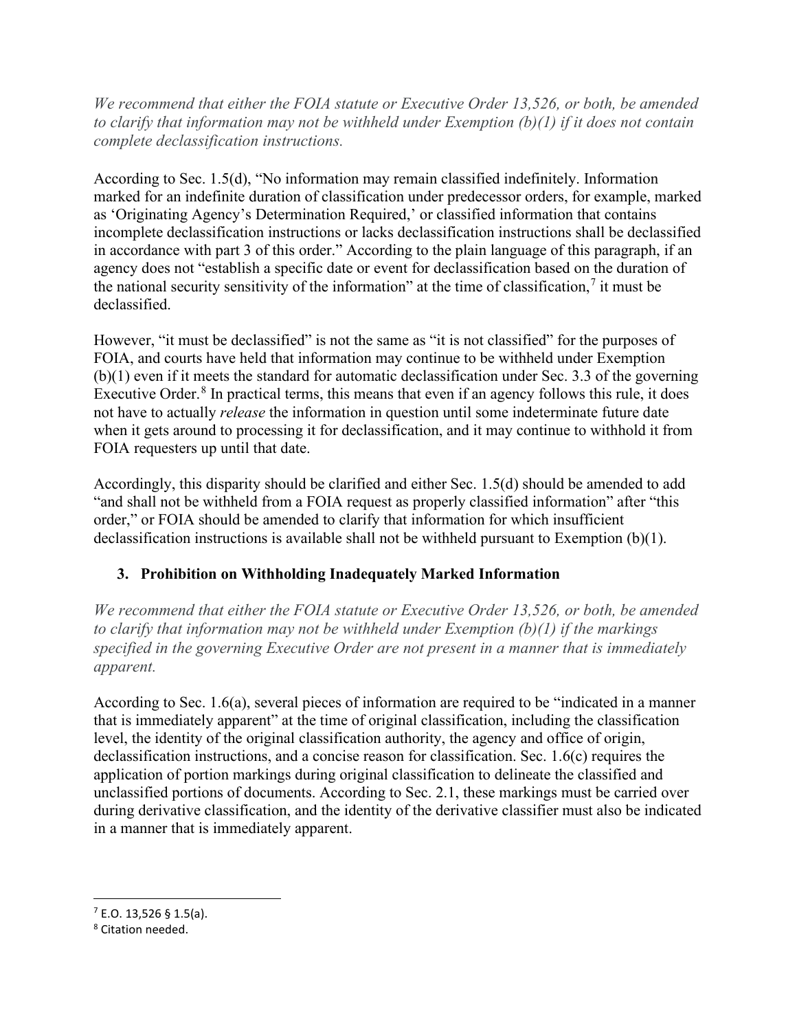*We recommend that either the FOIA statute or Executive Order 13,526, or both, be amended to clarify that information may not be withheld under Exemption (b)(1) if it does not contain complete declassification instructions.*

According to Sec. 1.5(d), "No information may remain classified indefinitely. Information marked for an indefinite duration of classification under predecessor orders, for example, marked as 'Originating Agency's Determination Required,' or classified information that contains incomplete declassification instructions or lacks declassification instructions shall be declassified in accordance with part 3 of this order." According to the plain language of this paragraph, if an agency does not "establish a specific date or event for declassification based on the duration of the national security sensitivity of the information" at the time of classification,[7] it must be declassified.

However, "it must be declassified" is not the same as "it is not classified" for the purposes of FOIA, and courts have held that information may continue to be withheld under Exemption (b)(1) even if it meets the standard for automatic declassification under Sec. 3.3 of the governing Executive Order.[8] In practical terms, this means that even if an agency follows this rule, it does not have to actually *release* the information in question until some indeterminate future date when it gets around to processing it for declassification, and it may continue to withhold it from FOIA requesters up until that date.

Accordingly, this disparity should be clarified and either Sec. 1.5(d) should be amended to add "and shall not be withheld from a FOIA request as properly classified information" after "this order," or FOIA should be amended to clarify that information for which insufficient declassification instructions is available shall not be withheld pursuant to Exemption (b)(1).

### 3. Prohibition on Withholding Inadequately Marked Information

*We recommend that either the FOIA statute or Executive Order 13,526, or both, be amended to clarify that information may not be withheld under Exemption (b)(1) if the markings specified in the governing Executive Order are not present in a manner that is immediately apparent.*

According to Sec. 1.6(a), several pieces of information are required to be "indicated in a manner that is immediately apparent" at the time of original classification, including the classification level, the identity of the original classification authority, the agency and office of origin, declassification instructions, and a concise reason for classification. Sec. 1.6(c) requires the application of portion markings during original classification to delineate the classified and unclassified portions of documents. According to Sec. 2.1, these markings must be carried over during derivative classification, and the identity of the derivative classifier must also be indicated in a manner that is immediately apparent.

---

[7] E.O. 13,526 § 1.5(a).

[8] Citation needed.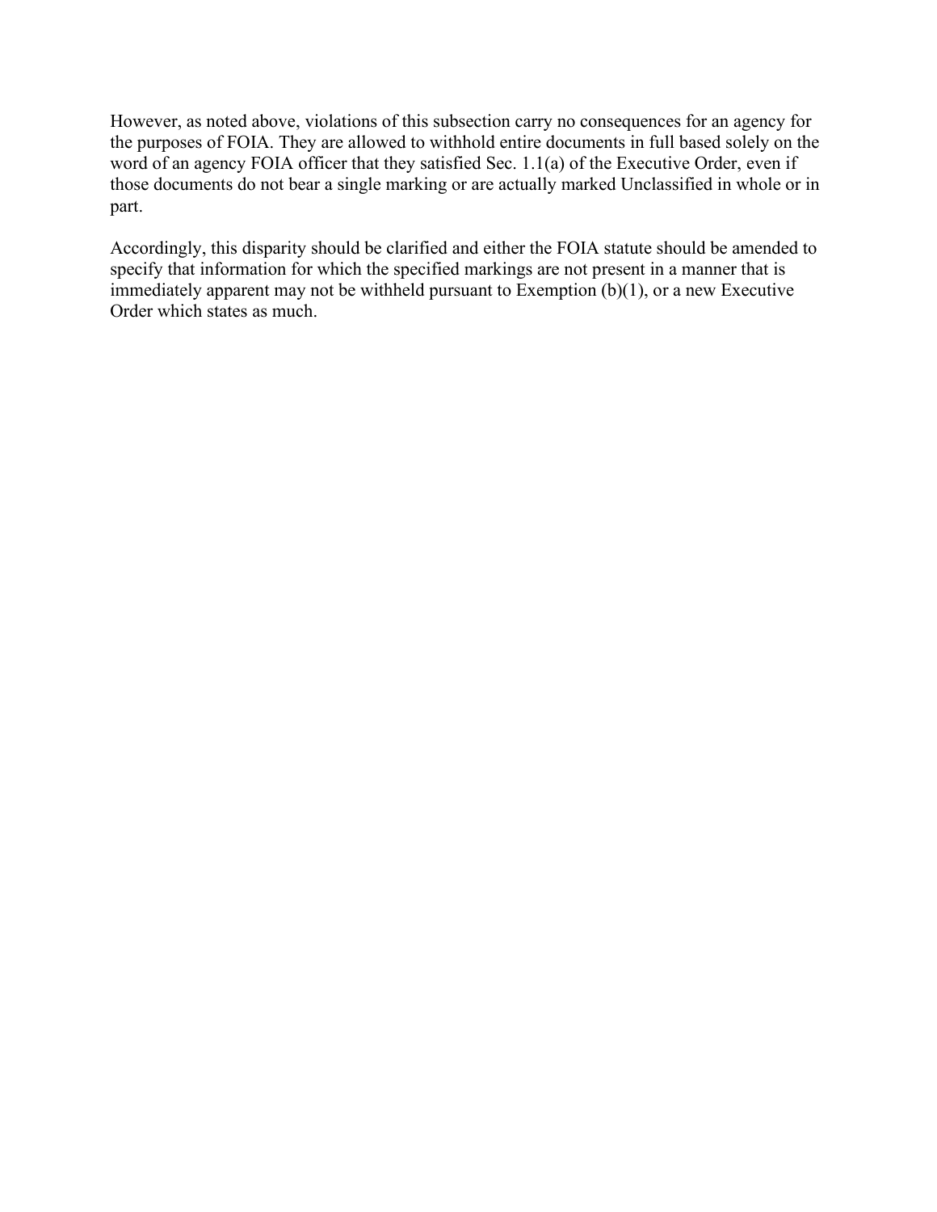However, as noted above, violations of this subsection carry no consequences for an agency for the purposes of FOIA. They are allowed to withhold entire documents in full based solely on the word of an agency FOIA officer that they satisfied Sec. 1.1(a) of the Executive Order, even if those documents do not bear a single marking or are actually marked Unclassified in whole or in part.

Accordingly, this disparity should be clarified and either the FOIA statute should be amended to specify that information for which the specified markings are not present in a manner that is immediately apparent may not be withheld pursuant to Exemption (b)(1), or a new Executive Order which states as much.